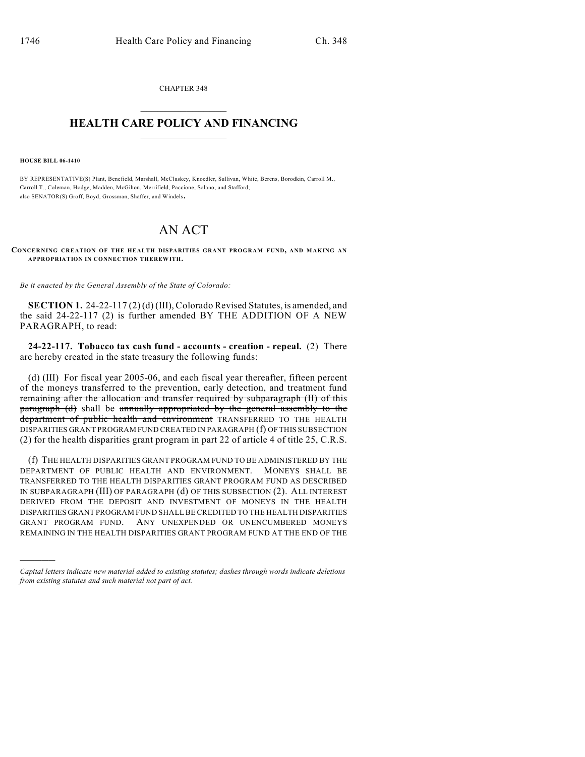CHAPTER 348

# HEALTH CARE POLICY AND FINANCING

**HOUSE BILL 06-1410**

BY REPRESENTATIVE(S) Plant, Benefield, Marshall, McCluskey, Knoedler, Sullivan, White, Berens, Borodkin, Carroll M., Carroll T., Coleman, Hodge, Madden, McGihon, Merrifield, Paccione, Solano, and Stafford;
also SENATOR(S) Groff, Boyd, Grossman, Shaffer, and Windels.

# AN ACT

**CONCERNING CREATION OF THE HEALTH DISPARITIES GRANT PROGRAM FUND, AND MAKING AN APPROPRIATION IN CONNECTION THEREWITH.**

*Be it enacted by the General Assembly of the State of Colorado:*

**SECTION 1.** 24-22-117 (2) (d) (III), Colorado Revised Statutes, is amended, and the said 24-22-117 (2) is further amended BY THE ADDITION OF A NEW PARAGRAPH, to read:

**24-22-117. Tobacco tax cash fund - accounts - creation - repeal.** (2) There are hereby created in the state treasury the following funds:

(d) (III) For fiscal year 2005-06, and each fiscal year thereafter, fifteen percent of the moneys transferred to the prevention, early detection, and treatment fund ~~remaining after the allocation and transfer required by subparagraph (II) of this paragraph (d)~~ shall be ~~annually appropriated by the general assembly to the department of public health and environment~~ TRANSFERRED TO THE HEALTH DISPARITIES GRANT PROGRAM FUND CREATED IN PARAGRAPH (f) OF THIS SUBSECTION (2) for the health disparities grant program in part 22 of article 4 of title 25, C.R.S.

(f) THE HEALTH DISPARITIES GRANT PROGRAM FUND TO BE ADMINISTERED BY THE DEPARTMENT OF PUBLIC HEALTH AND ENVIRONMENT. MONEYS SHALL BE TRANSFERRED TO THE HEALTH DISPARITIES GRANT PROGRAM FUND AS DESCRIBED IN SUBPARAGRAPH (III) OF PARAGRAPH (d) OF THIS SUBSECTION (2). ALL INTEREST DERIVED FROM THE DEPOSIT AND INVESTMENT OF MONEYS IN THE HEALTH DISPARITIES GRANT PROGRAM FUND SHALL BE CREDITED TO THE HEALTH DISPARITIES GRANT PROGRAM FUND. ANY UNEXPENDED OR UNENCUMBERED MONEYS REMAINING IN THE HEALTH DISPARITIES GRANT PROGRAM FUND AT THE END OF THE

---

*Capital letters indicate new material added to existing statutes; dashes through words indicate deletions from existing statutes and such material not part of act.*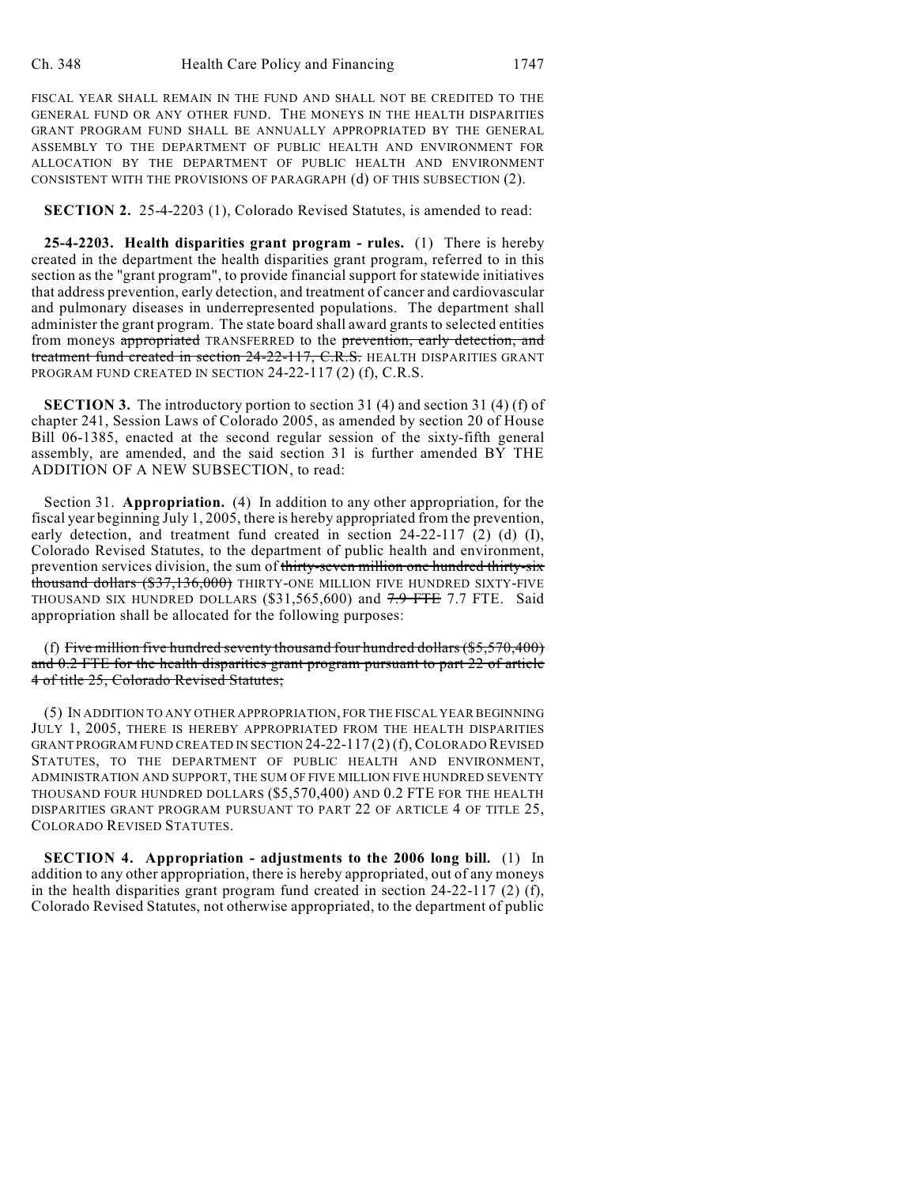FISCAL YEAR SHALL REMAIN IN THE FUND AND SHALL NOT BE CREDITED TO THE GENERAL FUND OR ANY OTHER FUND. THE MONEYS IN THE HEALTH DISPARITIES GRANT PROGRAM FUND SHALL BE ANNUALLY APPROPRIATED BY THE GENERAL ASSEMBLY TO THE DEPARTMENT OF PUBLIC HEALTH AND ENVIRONMENT FOR ALLOCATION BY THE DEPARTMENT OF PUBLIC HEALTH AND ENVIRONMENT CONSISTENT WITH THE PROVISIONS OF PARAGRAPH (d) OF THIS SUBSECTION (2).

**SECTION 2.** 25-4-2203 (1), Colorado Revised Statutes, is amended to read:

**25-4-2203. Health disparities grant program - rules.** (1) There is hereby created in the department the health disparities grant program, referred to in this section as the "grant program", to provide financial support for statewide initiatives that address prevention, early detection, and treatment of cancer and cardiovascular and pulmonary diseases in underrepresented populations. The department shall administer the grant program. The state board shall award grants to selected entities from moneys ~~appropriated~~ TRANSFERRED to the ~~prevention, early detection, and treatment fund created in section 24-22-117, C.R.S.~~ HEALTH DISPARITIES GRANT PROGRAM FUND CREATED IN SECTION 24-22-117 (2) (f), C.R.S.

**SECTION 3.** The introductory portion to section 31 (4) and section 31 (4) (f) of chapter 241, Session Laws of Colorado 2005, as amended by section 20 of House Bill 06-1385, enacted at the second regular session of the sixty-fifth general assembly, are amended, and the said section 31 is further amended BY THE ADDITION OF A NEW SUBSECTION, to read:

Section 31. **Appropriation.** (4) In addition to any other appropriation, for the fiscal year beginning July 1, 2005, there is hereby appropriated from the prevention, early detection, and treatment fund created in section 24-22-117 (2) (d) (I), Colorado Revised Statutes, to the department of public health and environment, prevention services division, the sum of ~~thirty-seven million one hundred thirty-six thousand dollars ($37,136,000)~~ THIRTY-ONE MILLION FIVE HUNDRED SIXTY-FIVE THOUSAND SIX HUNDRED DOLLARS ($31,565,600) and ~~7.9 FTE~~ 7.7 FTE. Said appropriation shall be allocated for the following purposes:

(f) ~~Five million five hundred seventy thousand four hundred dollars ($5,570,400) and 0.2 FTE for the health disparities grant program pursuant to part 22 of article 4 of title 25, Colorado Revised Statutes;~~

(5) IN ADDITION TO ANY OTHER APPROPRIATION, FOR THE FISCAL YEAR BEGINNING JULY 1, 2005, THERE IS HEREBY APPROPRIATED FROM THE HEALTH DISPARITIES GRANT PROGRAM FUND CREATED IN SECTION 24-22-117 (2) (f), COLORADO REVISED STATUTES, TO THE DEPARTMENT OF PUBLIC HEALTH AND ENVIRONMENT, ADMINISTRATION AND SUPPORT, THE SUM OF FIVE MILLION FIVE HUNDRED SEVENTY THOUSAND FOUR HUNDRED DOLLARS ($5,570,400) AND 0.2 FTE FOR THE HEALTH DISPARITIES GRANT PROGRAM PURSUANT TO PART 22 OF ARTICLE 4 OF TITLE 25, COLORADO REVISED STATUTES.

**SECTION 4. Appropriation - adjustments to the 2006 long bill.** (1) In addition to any other appropriation, there is hereby appropriated, out of any moneys in the health disparities grant program fund created in section 24-22-117 (2) (f), Colorado Revised Statutes, not otherwise appropriated, to the department of public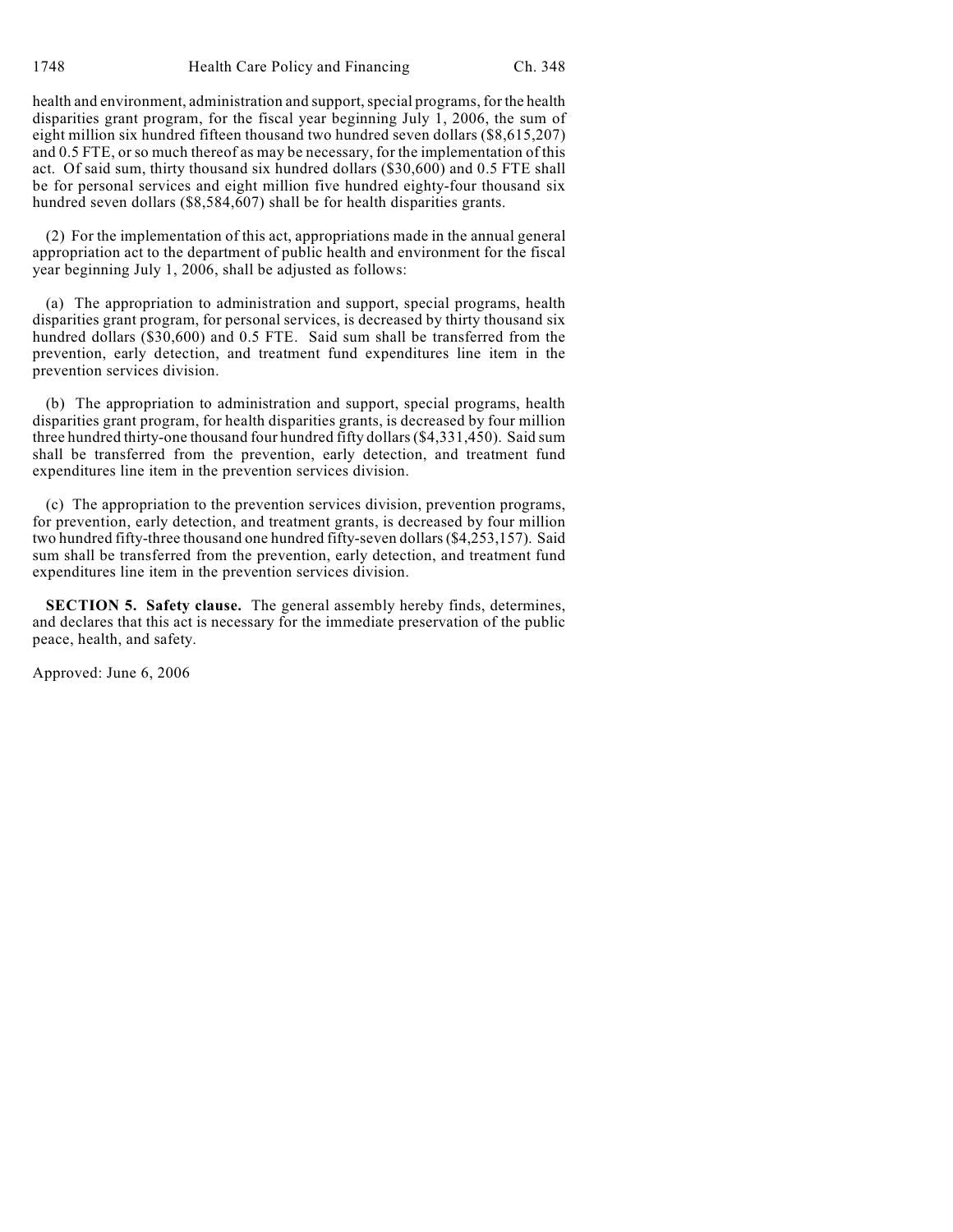health and environment, administration and support, special programs, for the health disparities grant program, for the fiscal year beginning July 1, 2006, the sum of eight million six hundred fifteen thousand two hundred seven dollars ($8,615,207) and 0.5 FTE, or so much thereof as may be necessary, for the implementation of this act. Of said sum, thirty thousand six hundred dollars ($30,600) and 0.5 FTE shall be for personal services and eight million five hundred eighty-four thousand six hundred seven dollars ($8,584,607) shall be for health disparities grants.

(2) For the implementation of this act, appropriations made in the annual general appropriation act to the department of public health and environment for the fiscal year beginning July 1, 2006, shall be adjusted as follows:

(a) The appropriation to administration and support, special programs, health disparities grant program, for personal services, is decreased by thirty thousand six hundred dollars ($30,600) and 0.5 FTE. Said sum shall be transferred from the prevention, early detection, and treatment fund expenditures line item in the prevention services division.

(b) The appropriation to administration and support, special programs, health disparities grant program, for health disparities grants, is decreased by four million three hundred thirty-one thousand four hundred fifty dollars ($4,331,450). Said sum shall be transferred from the prevention, early detection, and treatment fund expenditures line item in the prevention services division.

(c) The appropriation to the prevention services division, prevention programs, for prevention, early detection, and treatment grants, is decreased by four million two hundred fifty-three thousand one hundred fifty-seven dollars ($4,253,157). Said sum shall be transferred from the prevention, early detection, and treatment fund expenditures line item in the prevention services division.

**SECTION 5. Safety clause.** The general assembly hereby finds, determines, and declares that this act is necessary for the immediate preservation of the public peace, health, and safety.

Approved: June 6, 2006